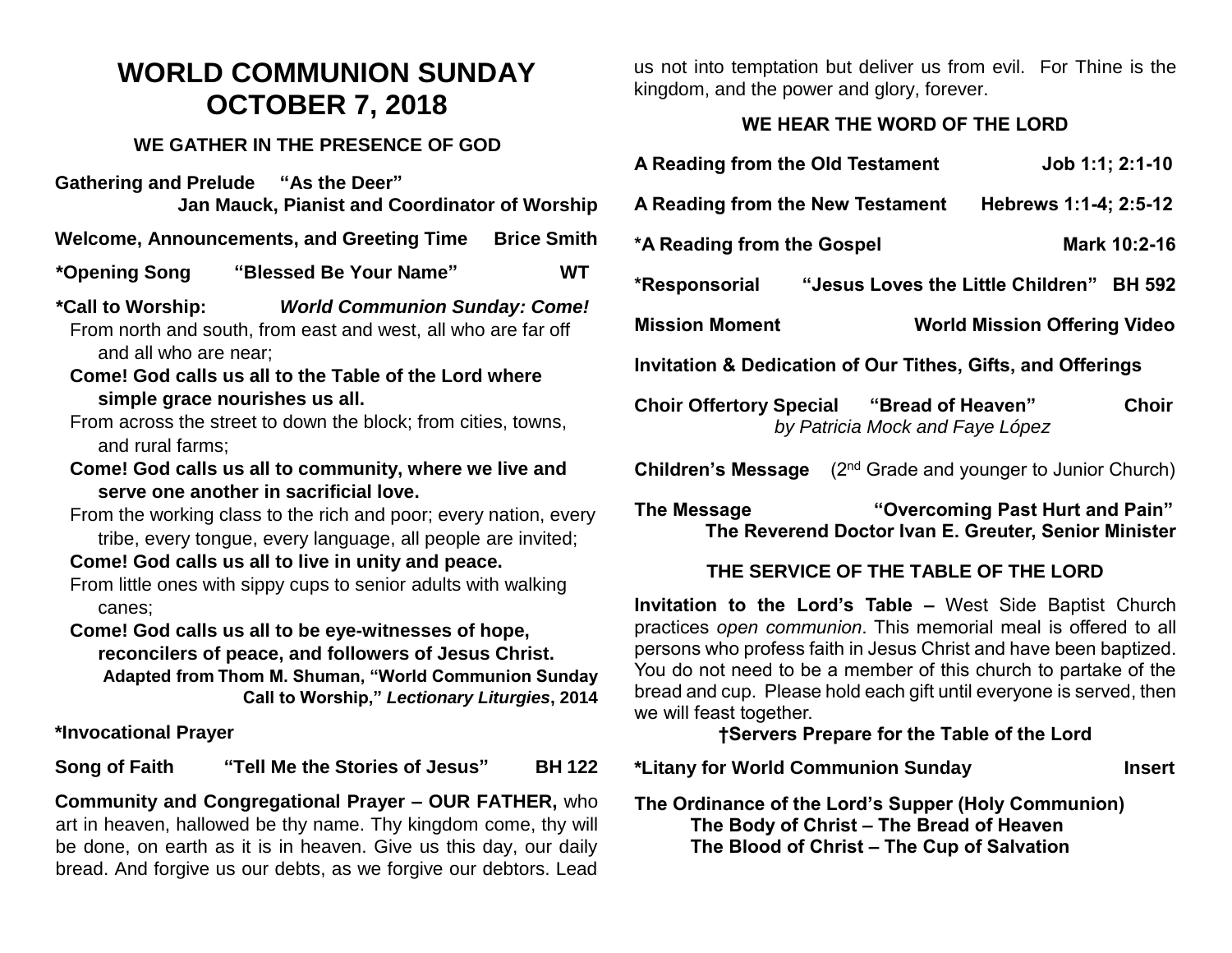# WORLD COMMUNION SUNDAY
# OCTOBER 7, 2018

## WE GATHER IN THE PRESENCE OF GOD

**Gathering and Prelude "As the Deer"**
**Jan Mauck, Pianist and Coordinator of Worship**

**Welcome, Announcements, and Greeting Time Brice Smith**

**\*Opening Song "Blessed Be Your Name" WT**

**\*Call to Worship:** ***World Communion Sunday: Come!***

From north and south, from east and west, all who are far off and all who are near;

**Come! God calls us all to the Table of the Lord where simple grace nourishes us all.**

From across the street to down the block; from cities, towns, and rural farms;

**Come! God calls us all to community, where we live and serve one another in sacrificial love.**

From the working class to the rich and poor; every nation, every tribe, every tongue, every language, all people are invited;

**Come! God calls us all to live in unity and peace.**

From little ones with sippy cups to senior adults with walking canes;

**Come! God calls us all to be eye-witnesses of hope, reconcilers of peace, and followers of Jesus Christ.**

**Adapted from Thom M. Shuman, "World Communion Sunday Call to Worship,"** ***Lectionary Liturgies*****, 2014**

**\*Invocational Prayer**

**Song of Faith "Tell Me the Stories of Jesus" BH 122**

**Community and Congregational Prayer – OUR FATHER,** who art in heaven, hallowed be thy name. Thy kingdom come, thy will be done, on earth as it is in heaven. Give us this day, our daily bread. And forgive us our debts, as we forgive our debtors. Lead us not into temptation but deliver us from evil. For Thine is the kingdom, and the power and glory, forever.

## WE HEAR THE WORD OF THE LORD

**A Reading from the Old Testament Job 1:1; 2:1-10**

**A Reading from the New Testament Hebrews 1:1-4; 2:5-12**

**\*A Reading from the Gospel Mark 10:2-16**

**\*Responsorial "Jesus Loves the Little Children" BH 592**

**Mission Moment World Mission Offering Video**

**Invitation & Dedication of Our Tithes, Gifts, and Offerings**

**Choir Offertory Special "Bread of Heaven" Choir**
*by Patricia Mock and Faye López*

**Children's Message** (2nd Grade and younger to Junior Church)

**The Message "Overcoming Past Hurt and Pain"**
**The Reverend Doctor Ivan E. Greuter, Senior Minister**

## THE SERVICE OF THE TABLE OF THE LORD

**Invitation to the Lord's Table –** West Side Baptist Church practices *open communion*. This memorial meal is offered to all persons who profess faith in Jesus Christ and have been baptized. You do not need to be a member of this church to partake of the bread and cup. Please hold each gift until everyone is served, then we will feast together.

**†Servers Prepare for the Table of the Lord**

**\*Litany for World Communion Sunday Insert**

**The Ordinance of the Lord's Supper (Holy Communion)**
**The Body of Christ – The Bread of Heaven**
**The Blood of Christ – The Cup of Salvation**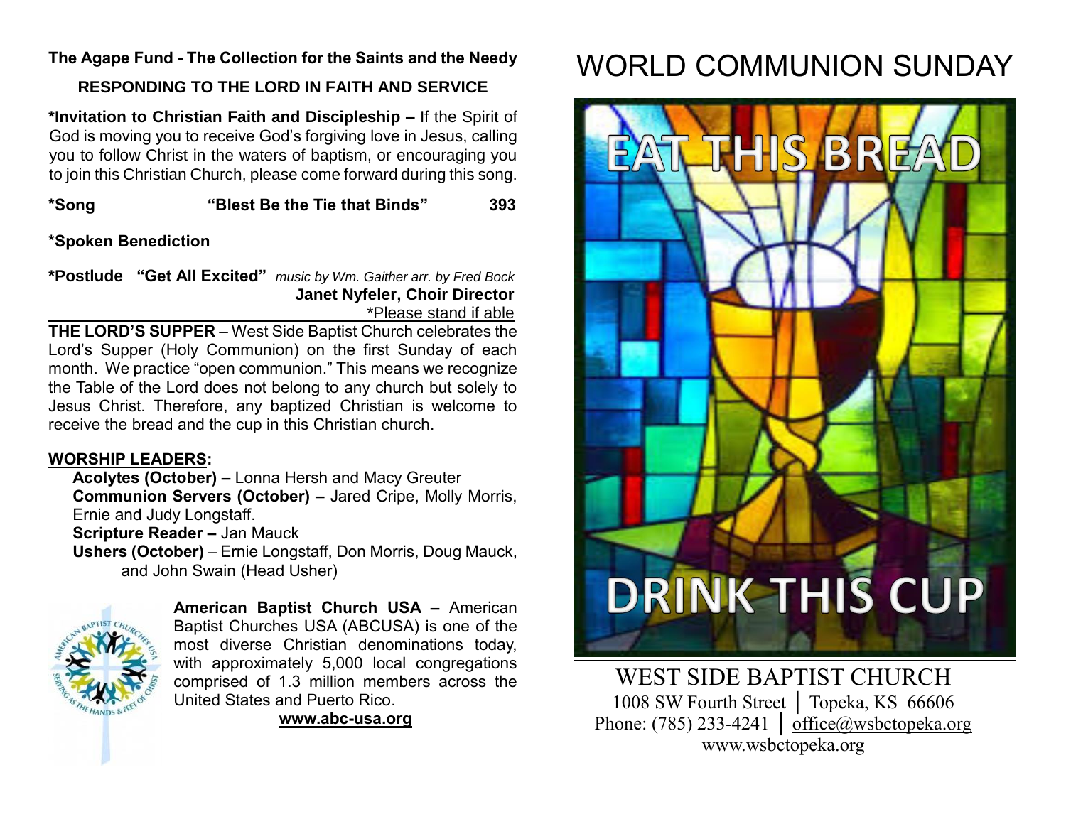**The Agape Fund - The Collection for the Saints and the Needy**

**RESPONDING TO THE LORD IN FAITH AND SERVICE**

***Invitation to Christian Faith and Discipleship –** If the Spirit of God is moving you to receive God's forgiving love in Jesus, calling you to follow Christ in the waters of baptism, or encouraging you to join this Christian Church, please come forward during this song.

**\*Song "Blest Be the Tie that Binds" 393**

**\*Spoken Benediction**

**\*Postlude "Get All Excited"** *music by Wm. Gaither arr. by Fred Bock*
**Janet Nyfeler, Choir Director**

*Please stand if able

**THE LORD'S SUPPER** – West Side Baptist Church celebrates the Lord's Supper (Holy Communion) on the first Sunday of each month. We practice "open communion." This means we recognize the Table of the Lord does not belong to any church but solely to Jesus Christ. Therefore, any baptized Christian is welcome to receive the bread and the cup in this Christian church.

**WORSHIP LEADERS:**

**Acolytes (October) –** Lonna Hersh and Macy Greuter
**Communion Servers (October) –** Jared Cripe, Molly Morris, Ernie and Judy Longstaff.
**Scripture Reader –** Jan Mauck
**Ushers (October)** – Ernie Longstaff, Don Morris, Doug Mauck, and John Swain (Head Usher)

**American Baptist Church USA –** American Baptist Churches USA (ABCUSA) is one of the most diverse Christian denominations today, with approximately 5,000 local congregations comprised of 1.3 million members across the United States and Puerto Rico.

**www.abc-usa.org**

# WORLD COMMUNION SUNDAY

EAT THIS BREAD

DRINK THIS CUP

WEST SIDE BAPTIST CHURCH
1008 SW Fourth Street | Topeka, KS 66606
Phone: (785) 233-4241 | office@wsbctopeka.org
www.wsbctopeka.org